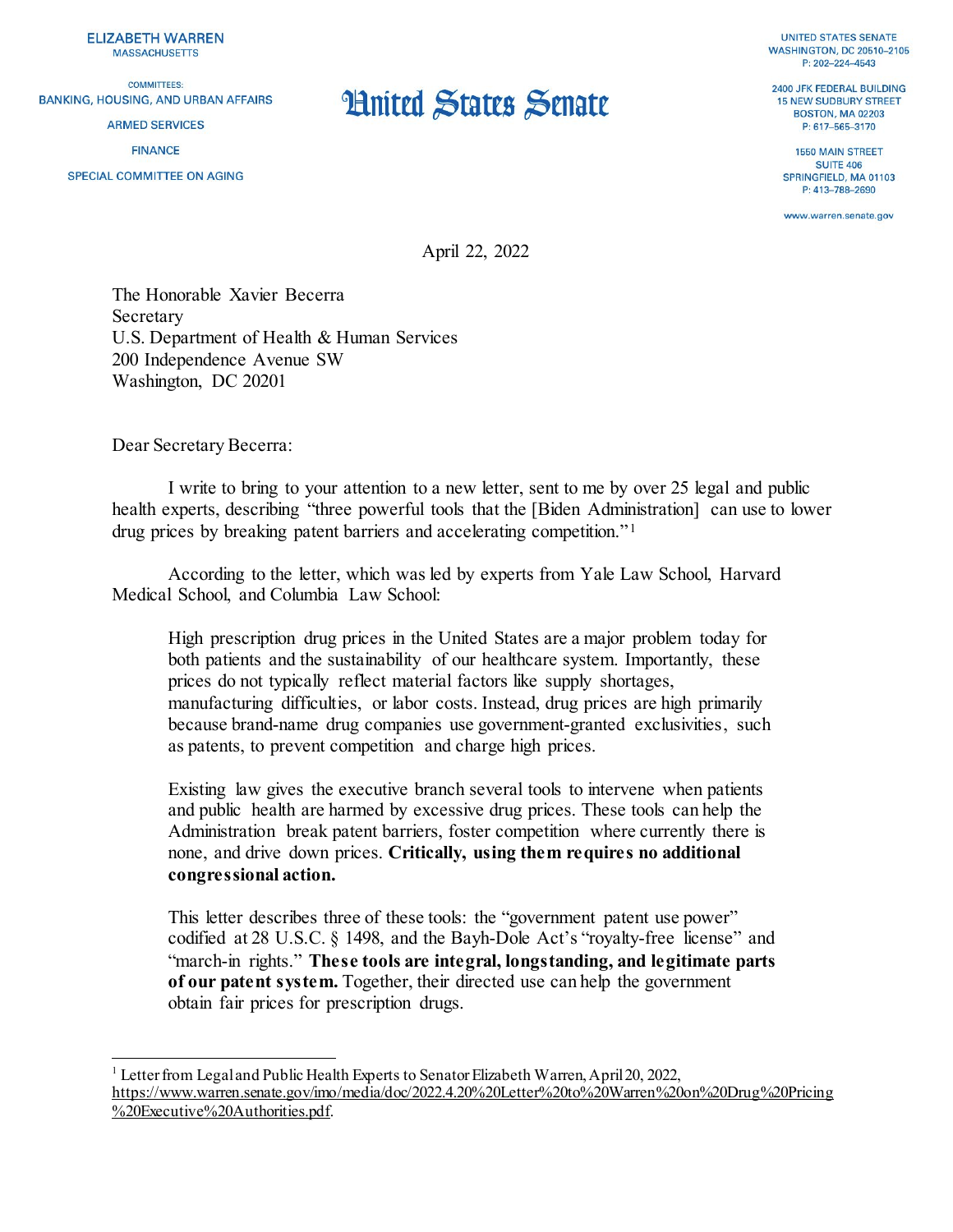ELIZABETH WARREN
MASSACHUSETTS

COMMITTEES:
BANKING, HOUSING, AND URBAN AFFAIRS
ARMED SERVICES
FINANCE
SPECIAL COMMITTEE ON AGING

# United States Senate

UNITED STATES SENATE
WASHINGTON, DC 20510–2105
P: 202–224–4543

2400 JFK FEDERAL BUILDING
15 NEW SUDBURY STREET
BOSTON, MA 02203
P: 617–565–3170

1550 MAIN STREET
SUITE 406
SPRINGFIELD, MA 01103
P: 413–788–2690

www.warren.senate.gov

April 22, 2022

The Honorable Xavier Becerra
Secretary
U.S. Department of Health & Human Services
200 Independence Avenue SW
Washington, DC 20201

Dear Secretary Becerra:

I write to bring to your attention to a new letter, sent to me by over 25 legal and public health experts, describing "three powerful tools that the [Biden Administration] can use to lower drug prices by breaking patent barriers and accelerating competition."[1]

According to the letter, which was led by experts from Yale Law School, Harvard Medical School, and Columbia Law School:

> High prescription drug prices in the United States are a major problem today for both patients and the sustainability of our healthcare system. Importantly, these prices do not typically reflect material factors like supply shortages, manufacturing difficulties, or labor costs. Instead, drug prices are high primarily because brand-name drug companies use government-granted exclusivities, such as patents, to prevent competition and charge high prices.
>
> Existing law gives the executive branch several tools to intervene when patients and public health are harmed by excessive drug prices. These tools can help the Administration break patent barriers, foster competition where currently there is none, and drive down prices. **Critically, using them requires no additional congressional action.**
>
> This letter describes three of these tools: the "government patent use power" codified at 28 U.S.C. § 1498, and the Bayh-Dole Act's "royalty-free license" and "march-in rights." **These tools are integral, longstanding, and legitimate parts of our patent system.** Together, their directed use can help the government obtain fair prices for prescription drugs.

---

[1] Letter from Legal and Public Health Experts to Senator Elizabeth Warren, April 20, 2022, https://www.warren.senate.gov/imo/media/doc/2022.4.20%20Letter%20to%20Warren%20on%20Drug%20Pricing%20Executive%20Authorities.pdf.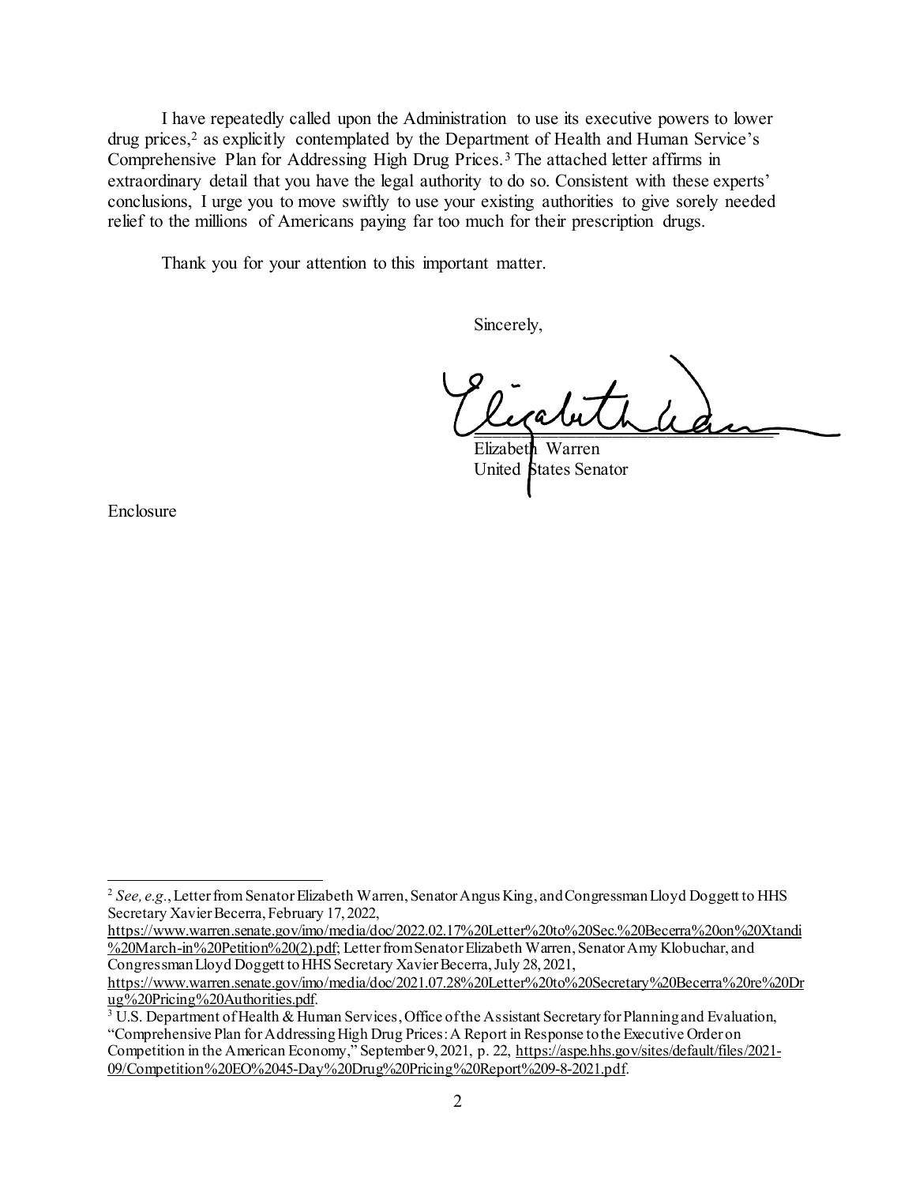I have repeatedly called upon the Administration to use its executive powers to lower drug prices,[2] as explicitly contemplated by the Department of Health and Human Service's Comprehensive Plan for Addressing High Drug Prices.[3] The attached letter affirms in extraordinary detail that you have the legal authority to do so. Consistent with these experts' conclusions, I urge you to move swiftly to use your existing authorities to give sorely needed relief to the millions of Americans paying far too much for their prescription drugs.

Thank you for your attention to this important matter.

Sincerely,

Elizabeth Warren
United States Senator

Enclosure

---

[2] *See, e.g.*, Letter from Senator Elizabeth Warren, Senator Angus King, and Congressman Lloyd Doggett to HHS Secretary Xavier Becerra, February 17, 2022, https://www.warren.senate.gov/imo/media/doc/2022.02.17%20Letter%20to%20Sec.%20Becerra%20on%20Xtandi%20March-in%20Petition%20(2).pdf; Letter from Senator Elizabeth Warren, Senator Amy Klobuchar, and Congressman Lloyd Doggett to HHS Secretary Xavier Becerra, July 28, 2021, https://www.warren.senate.gov/imo/media/doc/2021.07.28%20Letter%20to%20Secretary%20Becerra%20re%20Drug%20Pricing%20Authorities.pdf.

[3] U.S. Department of Health & Human Services, Office of the Assistant Secretary for Planning and Evaluation, "Comprehensive Plan for Addressing High Drug Prices: A Report in Response to the Executive Order on Competition in the American Economy," September 9, 2021, p. 22, https://aspe.hhs.gov/sites/default/files/2021-09/Competition%20EO%2045-Day%20Drug%20Pricing%20Report%209-8-2021.pdf.